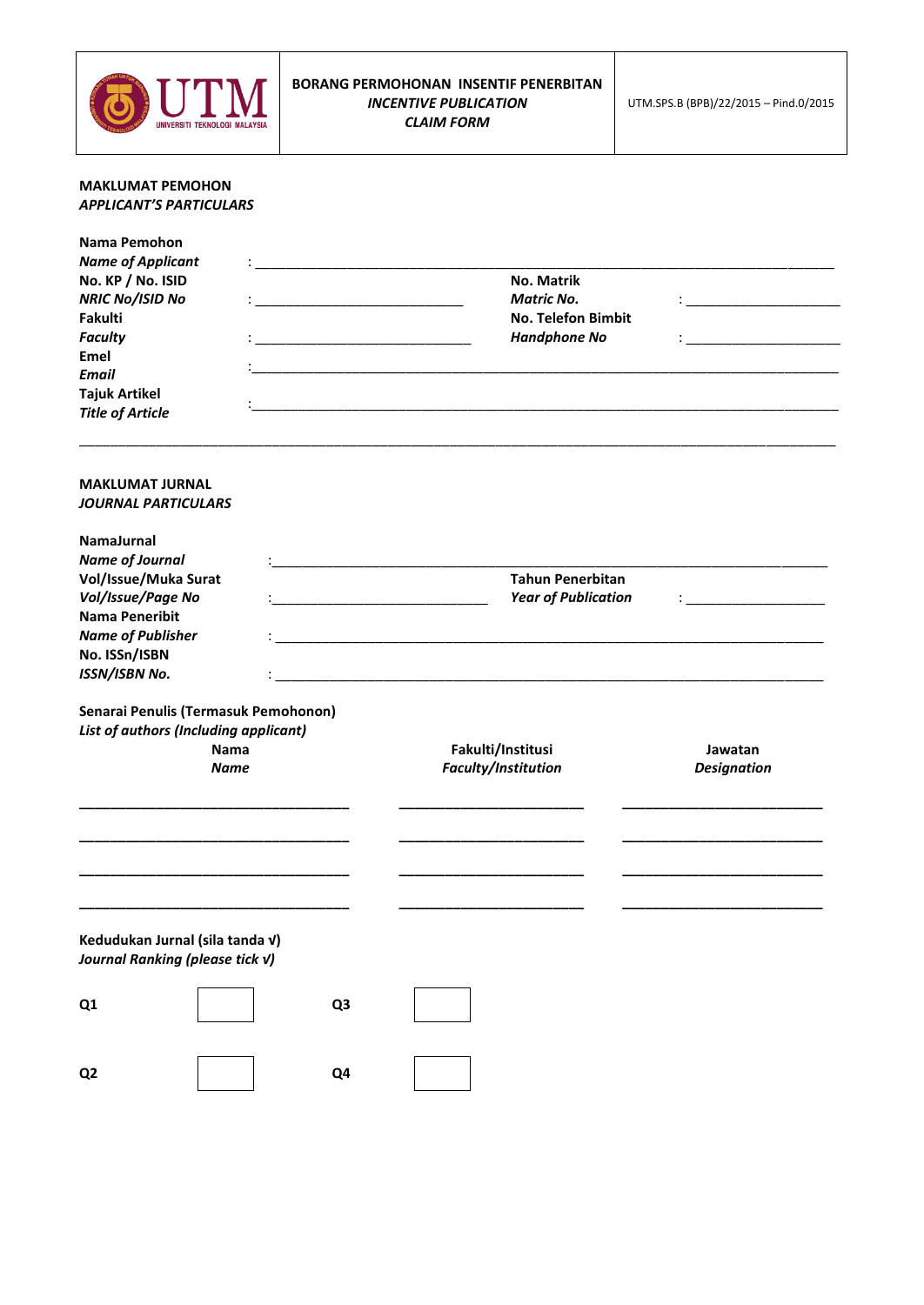| UTM UNIVERSITI TEKNOLOGI MALAYSIA | **BORANG PERMOHONAN INSENTIF PENERBITAN** ***INCENTIVE PUBLICATION CLAIM FORM*** | UTM.SPS.B (BPB)/22/2015 – Pind.0/2015 |
|---|---|---|

**MAKLUMAT PEMOHON**
***APPLICANT'S PARTICULARS***

**Nama Pemohon**
***Name of Applicant*** : ____________________________________________

**No. KP / No. ISID**
***NRIC No/ISID No*** : ____________________ **No. Matrik** ***Matric No.*** : ____________

**Fakulti**
***Faculty*** : ____________________ **No. Telefon Bimbit** ***Handphone No*** : ____________

**Emel**
***Email*** : ____________________________________________

**Tajuk Artikel**
***Title of Article*** : ____________________________________________

____________________________________________________________

**MAKLUMAT JURNAL**
***JOURNAL PARTICULARS***

**NamaJurnal**
***Name of Journal*** : ____________________________________________

**Vol/Issue/Muka Surat**
***Vol/Issue/Page No*** : ____________________ **Tahun Penerbitan** ***Year of Publication*** : ____________

**Nama Peneribit**
***Name of Publisher*** : ____________________________________________

**No. ISSn/ISBN**
***ISSN/ISBN No.*** : ____________________________________________

**Senarai Penulis (Termasuk Pemohonon)**
***List of authors (Including applicant)***

| **Nama** ***Name*** | **Fakulti/Institusi** ***Faculty/Institution*** | **Jawatan** ***Designation*** |
|---|---|---|
| | | |
| | | |
| | | |
| | | |

**Kedudukan Jurnal (sila tanda √)**
***Journal Ranking (please tick √)***

| | | | |
|---|---|---|---|
| **Q1** | ☐ | **Q3** | ☐ |
| **Q2** | ☐ | **Q4** | ☐ |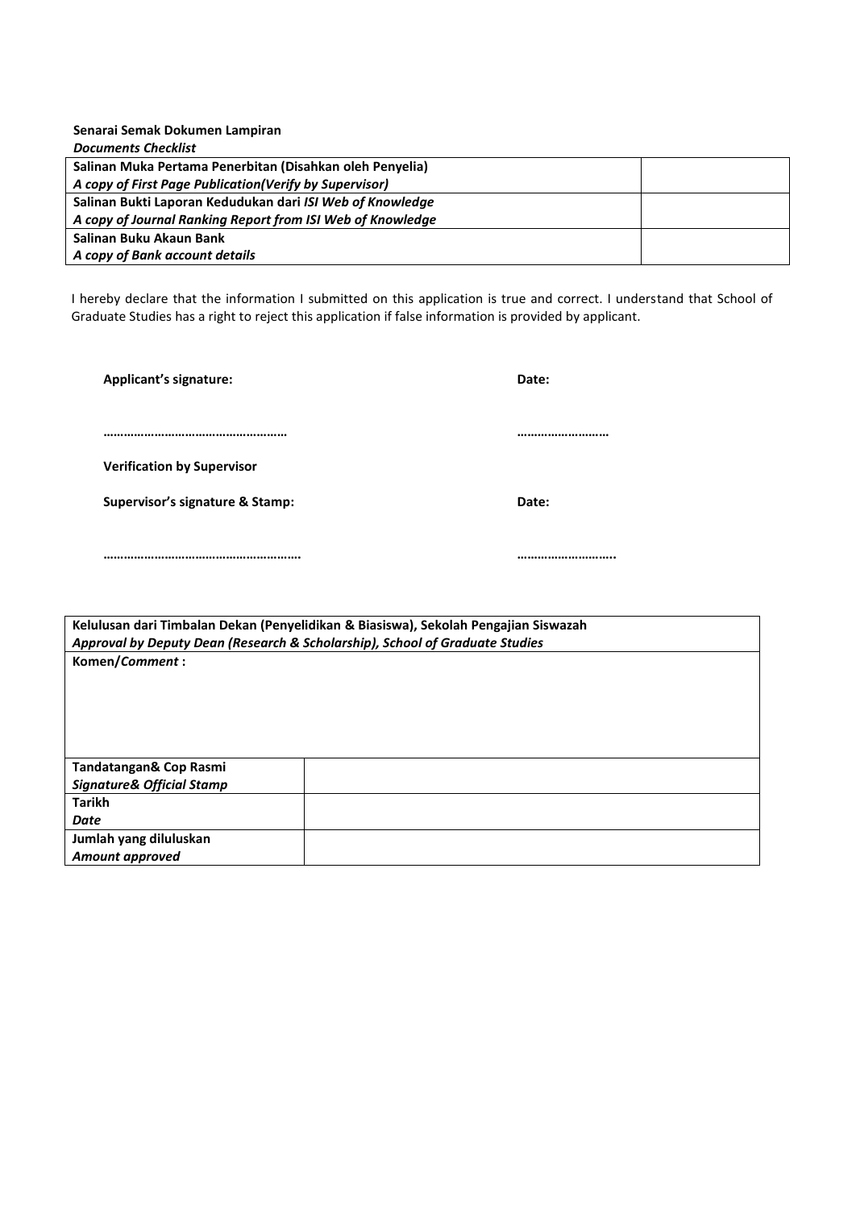**Senarai Semak Dokumen Lampiran**
***Documents Checklist***

| | |
|---|---|
| **Salinan Muka Pertama Penerbitan (Disahkan oleh Penyelia)**<br>***A copy of First Page Publication(Verify by Supervisor)*** | |
| **Salinan Bukti Laporan Kedudukan dari *ISI Web of Knowledge***<br>***A copy of Journal Ranking Report from ISI Web of Knowledge*** | |
| **Salinan Buku Akaun Bank**<br>***A copy of Bank account details*** | |

I hereby declare that the information I submitted on this application is true and correct. I understand that School of Graduate Studies has a right to reject this application if false information is provided by applicant.

**Applicant's signature:** **Date:**

……………………………………………… ……………………

**Verification by Supervisor**

**Supervisor's signature & Stamp:** **Date:**

…………………………………………………. ………………………..

| **Kelulusan dari Timbalan Dekan (Penyelidikan & Biasiswa), Sekolah Pengajian Siswazah**<br>***Approval by Deputy Dean (Research & Scholarship), School of Graduate Studies*** | |
|---|---|
| **Komen/*Comment* :** | |
| **Tandatangan& Cop Rasmi**<br>***Signature& Official Stamp*** | |
| **Tarikh**<br>***Date*** | |
| **Jumlah yang diluluskan**<br>***Amount approved*** | |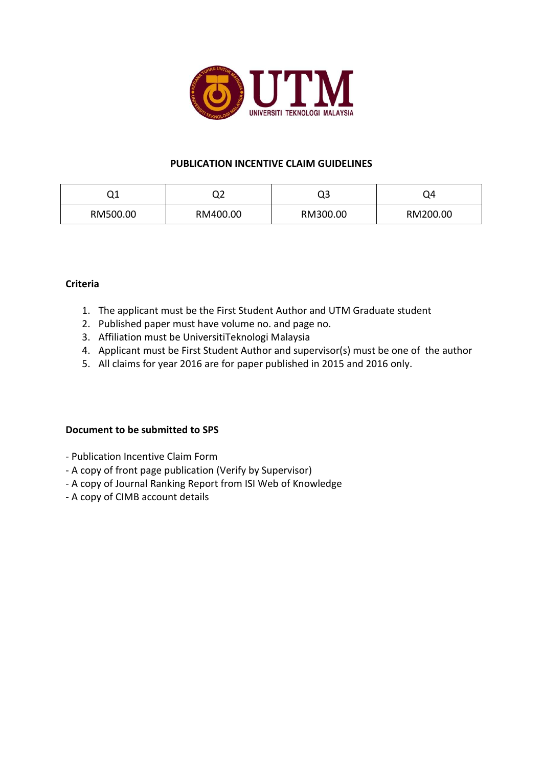## PUBLICATION INCENTIVE CLAIM GUIDELINES

| Q1 | Q2 | Q3 | Q4 |
|---|---|---|---|
| RM500.00 | RM400.00 | RM300.00 | RM200.00 |

**Criteria**

1. The applicant must be the First Student Author and UTM Graduate student
2. Published paper must have volume no. and page no.
3. Affiliation must be UniversitiTeknologi Malaysia
4. Applicant must be First Student Author and supervisor(s) must be one of the author
5. All claims for year 2016 are for paper published in 2015 and 2016 only.

**Document to be submitted to SPS**

- Publication Incentive Claim Form
- A copy of front page publication (Verify by Supervisor)
- A copy of Journal Ranking Report from ISI Web of Knowledge
- A copy of CIMB account details